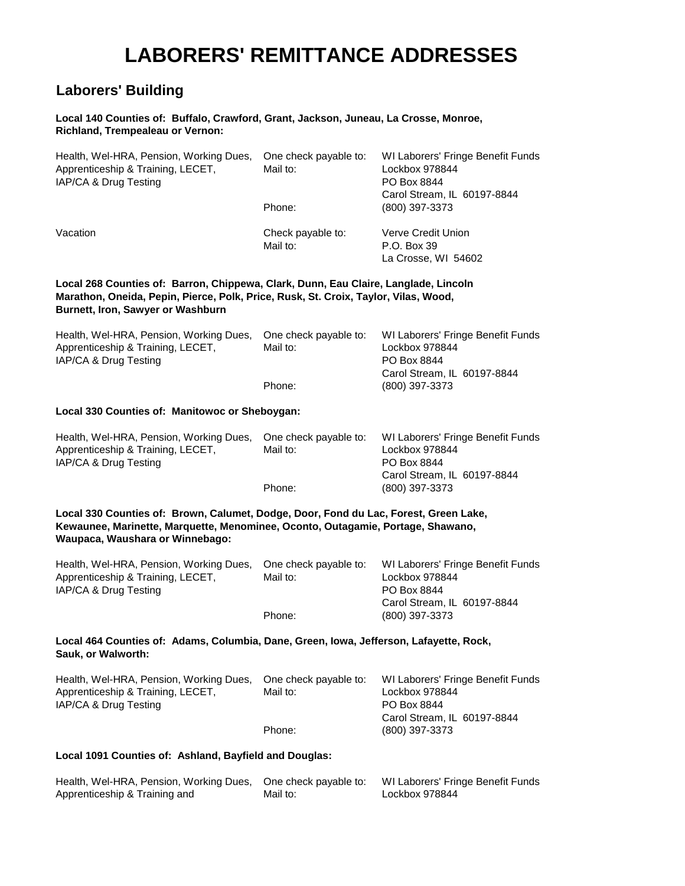# LABORERS' REMITTANCE ADDRESSES

## Laborers' Building

**Local 140 Counties of: Buffalo, Crawford, Grant, Jackson, Juneau, La Crosse, Monroe, Richland, Trempealeau or Vernon:**

| | | |
|---|---|---|
| Health, Wel-HRA, Pension, Working Dues, Apprenticeship & Training, LECET, IAP/CA & Drug Testing | One check payable to: | WI Laborers' Fringe Benefit Funds |
| | Mail to: | Lockbox 978844<br>PO Box 8844<br>Carol Stream, IL 60197-8844 |
| | Phone: | (800) 397-3373 |
| Vacation | Check payable to: | Verve Credit Union |
| | Mail to: | P.O. Box 39<br>La Crosse, WI 54602 |

**Local 268 Counties of: Barron, Chippewa, Clark, Dunn, Eau Claire, Langlade, Lincoln Marathon, Oneida, Pepin, Pierce, Polk, Price, Rusk, St. Croix, Taylor, Vilas, Wood, Burnett, Iron, Sawyer or Washburn**

| | | |
|---|---|---|
| Health, Wel-HRA, Pension, Working Dues, Apprenticeship & Training, LECET, IAP/CA & Drug Testing | One check payable to: | WI Laborers' Fringe Benefit Funds |
| | Mail to: | Lockbox 978844<br>PO Box 8844<br>Carol Stream, IL 60197-8844 |
| | Phone: | (800) 397-3373 |

**Local 330 Counties of: Manitowoc or Sheboygan:**

| | | |
|---|---|---|
| Health, Wel-HRA, Pension, Working Dues, Apprenticeship & Training, LECET, IAP/CA & Drug Testing | One check payable to: | WI Laborers' Fringe Benefit Funds |
| | Mail to: | Lockbox 978844<br>PO Box 8844<br>Carol Stream, IL 60197-8844 |
| | Phone: | (800) 397-3373 |

**Local 330 Counties of: Brown, Calumet, Dodge, Door, Fond du Lac, Forest, Green Lake, Kewaunee, Marinette, Marquette, Menominee, Oconto, Outagamie, Portage, Shawano, Waupaca, Waushara or Winnebago:**

| | | |
|---|---|---|
| Health, Wel-HRA, Pension, Working Dues, Apprenticeship & Training, LECET, IAP/CA & Drug Testing | One check payable to: | WI Laborers' Fringe Benefit Funds |
| | Mail to: | Lockbox 978844<br>PO Box 8844<br>Carol Stream, IL 60197-8844 |
| | Phone: | (800) 397-3373 |

**Local 464 Counties of: Adams, Columbia, Dane, Green, Iowa, Jefferson, Lafayette, Rock, Sauk, or Walworth:**

| | | |
|---|---|---|
| Health, Wel-HRA, Pension, Working Dues, Apprenticeship & Training, LECET, IAP/CA & Drug Testing | One check payable to: | WI Laborers' Fringe Benefit Funds |
| | Mail to: | Lockbox 978844<br>PO Box 8844<br>Carol Stream, IL 60197-8844 |
| | Phone: | (800) 397-3373 |

**Local 1091 Counties of: Ashland, Bayfield and Douglas:**

| | | |
|---|---|---|
| Health, Wel-HRA, Pension, Working Dues, Apprenticeship & Training and | One check payable to: | WI Laborers' Fringe Benefit Funds |
| | Mail to: | Lockbox 978844 |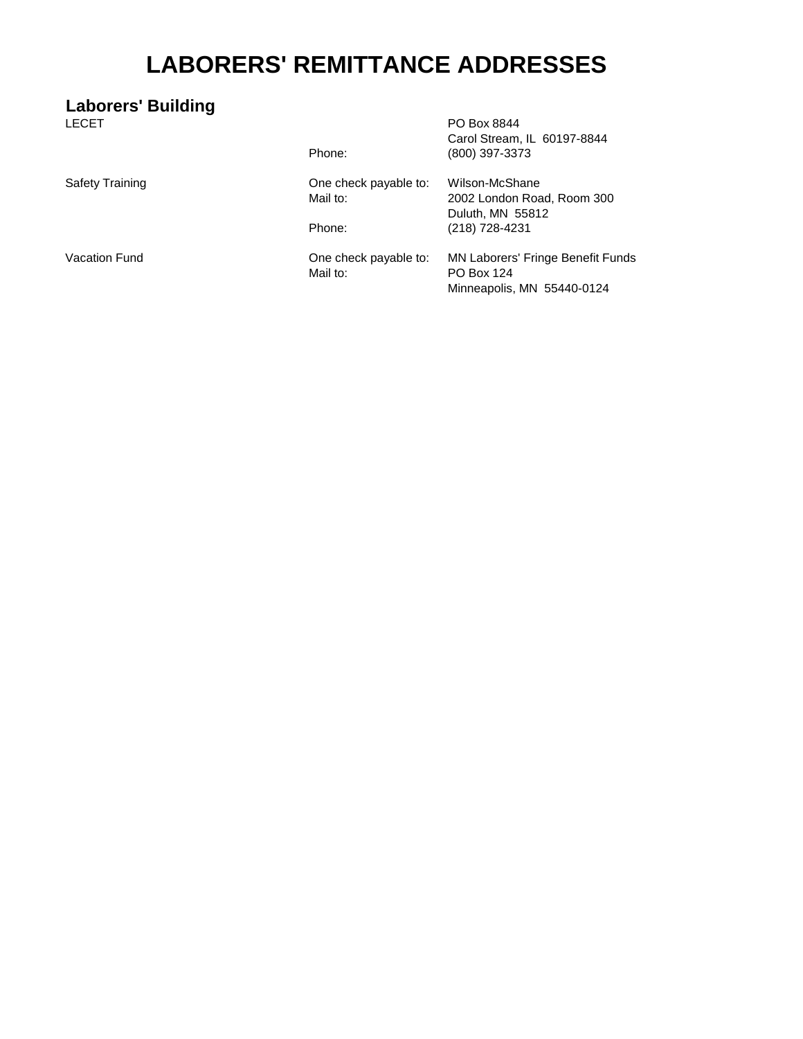# LABORERS' REMITTANCE ADDRESSES

## Laborers' Building

| | | |
|---|---|---|
| LECET | | PO Box 8844 |
| | | Carol Stream, IL  60197-8844 |
| | Phone: | (800) 397-3373 |
| Safety Training | One check payable to: | Wilson-McShane |
| | Mail to: | 2002 London Road, Room 300 |
| | | Duluth, MN  55812 |
| | Phone: | (218) 728-4231 |
| Vacation Fund | One check payable to: | MN Laborers' Fringe Benefit Funds |
| | Mail to: | PO Box 124 |
| | | Minneapolis, MN  55440-0124 |